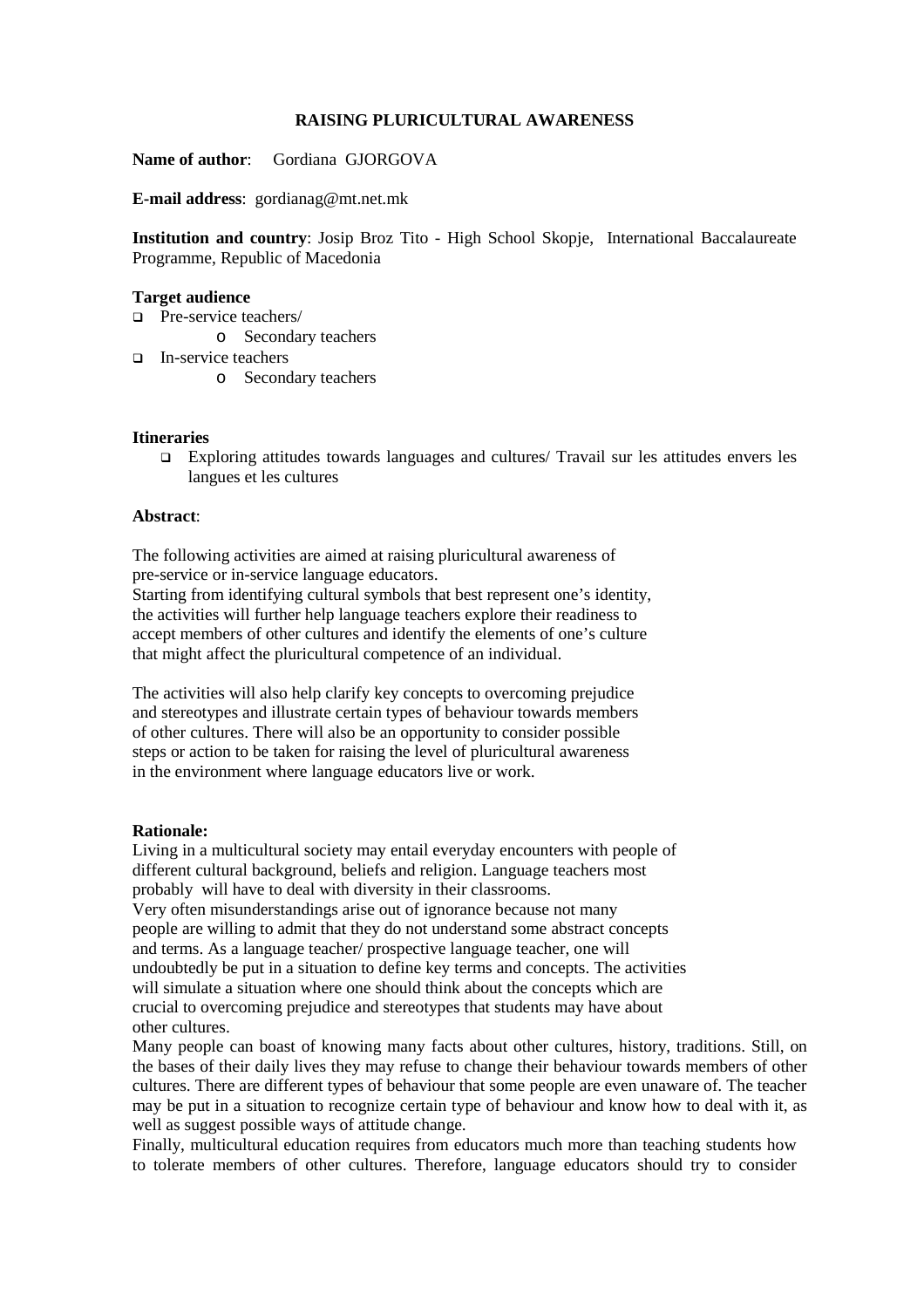# RAISING PLURICULTURAL AWARENESS

**Name of author**: Gordiana GJORGOVA

**E-mail address**: gordianag@mt.net.mk

**Institution and country**: Josip Broz Tito - High School Skopje, International Baccalaureate Programme, Republic of Macedonia

**Target audience**

- Pre-service teachers/
  - Secondary teachers
- In-service teachers
  - Secondary teachers

**Itineraries**

- Exploring attitudes towards languages and cultures/ Travail sur les attitudes envers les langues et les cultures

**Abstract**:

The following activities are aimed at raising pluricultural awareness of pre-service or in-service language educators.
Starting from identifying cultural symbols that best represent one's identity, the activities will further help language teachers explore their readiness to accept members of other cultures and identify the elements of one's culture that might affect the pluricultural competence of an individual.

The activities will also help clarify key concepts to overcoming prejudice and stereotypes and illustrate certain types of behaviour towards members of other cultures. There will also be an opportunity to consider possible steps or action to be taken for raising the level of pluricultural awareness in the environment where language educators live or work.

**Rationale:**

Living in a multicultural society may entail everyday encounters with people of different cultural background, beliefs and religion. Language teachers most probably will have to deal with diversity in their classrooms.
Very often misunderstandings arise out of ignorance because not many people are willing to admit that they do not understand some abstract concepts and terms. As a language teacher/ prospective language teacher, one will undoubtedly be put in a situation to define key terms and concepts. The activities will simulate a situation where one should think about the concepts which are crucial to overcoming prejudice and stereotypes that students may have about other cultures.
Many people can boast of knowing many facts about other cultures, history, traditions. Still, on the bases of their daily lives they may refuse to change their behaviour towards members of other cultures. There are different types of behaviour that some people are even unaware of. The teacher may be put in a situation to recognize certain type of behaviour and know how to deal with it, as well as suggest possible ways of attitude change.
Finally, multicultural education requires from educators much more than teaching students how to tolerate members of other cultures. Therefore, language educators should try to consider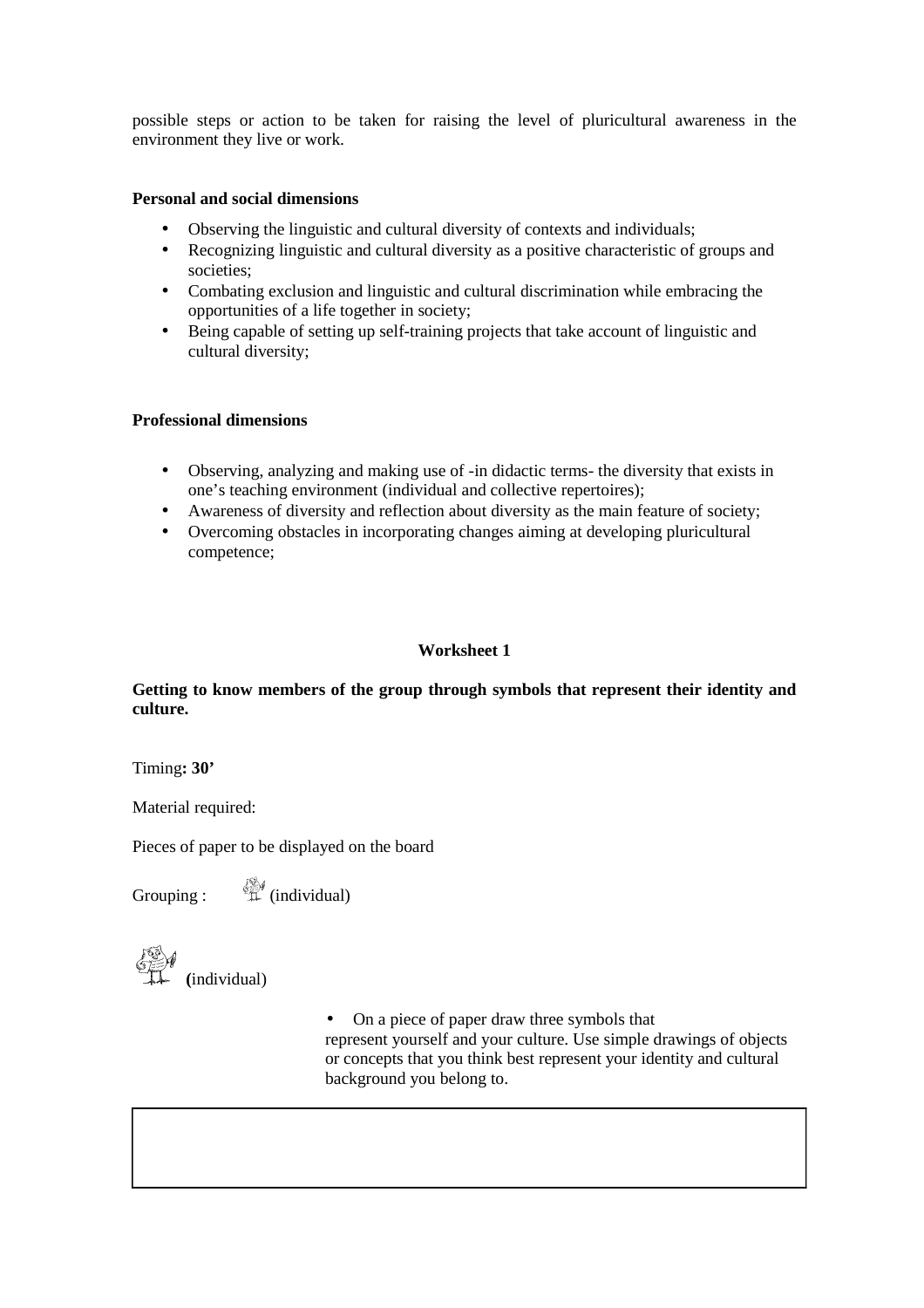possible steps or action to be taken for raising the level of pluricultural awareness in the environment they live or work.

**Personal and social dimensions**

- Observing the linguistic and cultural diversity of contexts and individuals;
- Recognizing linguistic and cultural diversity as a positive characteristic of groups and societies;
- Combating exclusion and linguistic and cultural discrimination while embracing the opportunities of a life together in society;
- Being capable of setting up self-training projects that take account of linguistic and cultural diversity;

**Professional dimensions**

- Observing, analyzing and making use of -in didactic terms- the diversity that exists in one's teaching environment (individual and collective repertoires);
- Awareness of diversity and reflection about diversity as the main feature of society;
- Overcoming obstacles in incorporating changes aiming at developing pluricultural competence;

**Worksheet 1**

**Getting to know members of the group through symbols that represent their identity and culture.**

Timing**: 30'**

Material required:

Pieces of paper to be displayed on the board

Grouping : (individual)

**(**individual)

- On a piece of paper draw three symbols that represent yourself and your culture. Use simple drawings of objects or concepts that you think best represent your identity and cultural background you belong to.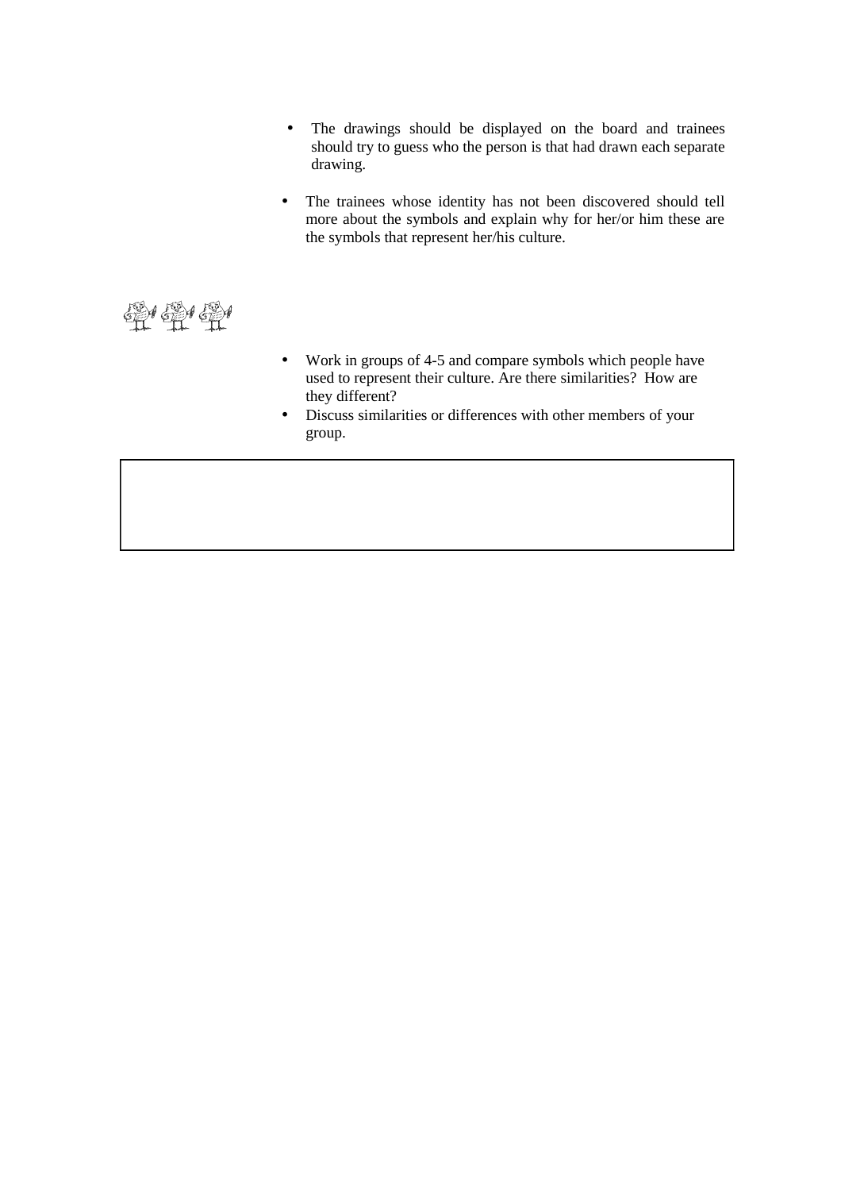- The drawings should be displayed on the board and trainees should try to guess who the person is that had drawn each separate drawing.

- The trainees whose identity has not been discovered should tell more about the symbols and explain why for her/or him these are the symbols that represent her/his culture.

- Work in groups of 4-5 and compare symbols which people have used to represent their culture. Are there similarities? How are they different?
- Discuss similarities or differences with other members of your group.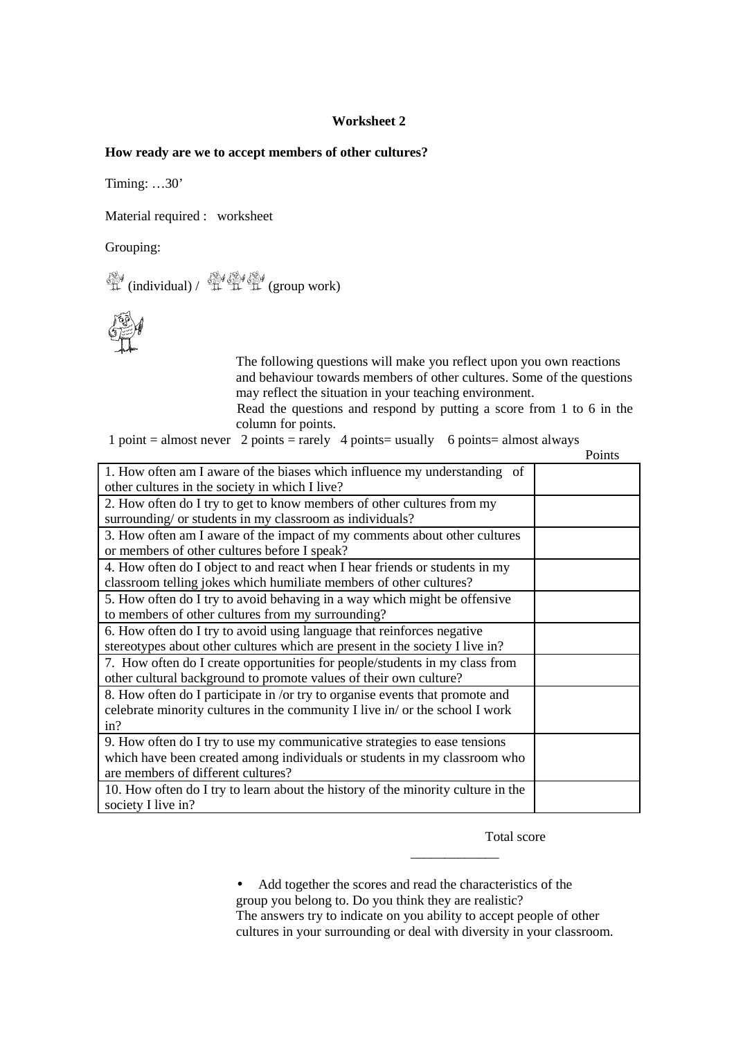**Worksheet 2**

**How ready are we to accept members of other cultures?**

Timing: …30'

Material required : worksheet

Grouping:

(individual) / (group work)

The following questions will make you reflect upon you own reactions and behaviour towards members of other cultures. Some of the questions may reflect the situation in your teaching environment.
Read the questions and respond by putting a score from 1 to 6 in the column for points.

1 point = almost never 2 points = rarely 4 points= usually 6 points= almost always

| | Points |
|---|---|
| 1. How often am I aware of the biases which influence my understanding of other cultures in the society in which I live? | |
| 2. How often do I try to get to know members of other cultures from my surrounding/ or students in my classroom as individuals? | |
| 3. How often am I aware of the impact of my comments about other cultures or members of other cultures before I speak? | |
| 4. How often do I object to and react when I hear friends or students in my classroom telling jokes which humiliate members of other cultures? | |
| 5. How often do I try to avoid behaving in a way which might be offensive to members of other cultures from my surrounding? | |
| 6. How often do I try to avoid using language that reinforces negative stereotypes about other cultures which are present in the society I live in? | |
| 7. How often do I create opportunities for people/students in my class from other cultural background to promote values of their own culture? | |
| 8. How often do I participate in /or try to organise events that promote and celebrate minority cultures in the community I live in/ or the school I work in? | |
| 9. How often do I try to use my communicative strategies to ease tensions which have been created among individuals or students in my classroom who are members of different cultures? | |
| 10. How often do I try to learn about the history of the minority culture in the society I live in? | |

Total score
\_\_\_\_\_\_\_\_\_\_\_\_\_

- Add together the scores and read the characteristics of the group you belong to. Do you think they are realistic?

The answers try to indicate on you ability to accept people of other cultures in your surrounding or deal with diversity in your classroom.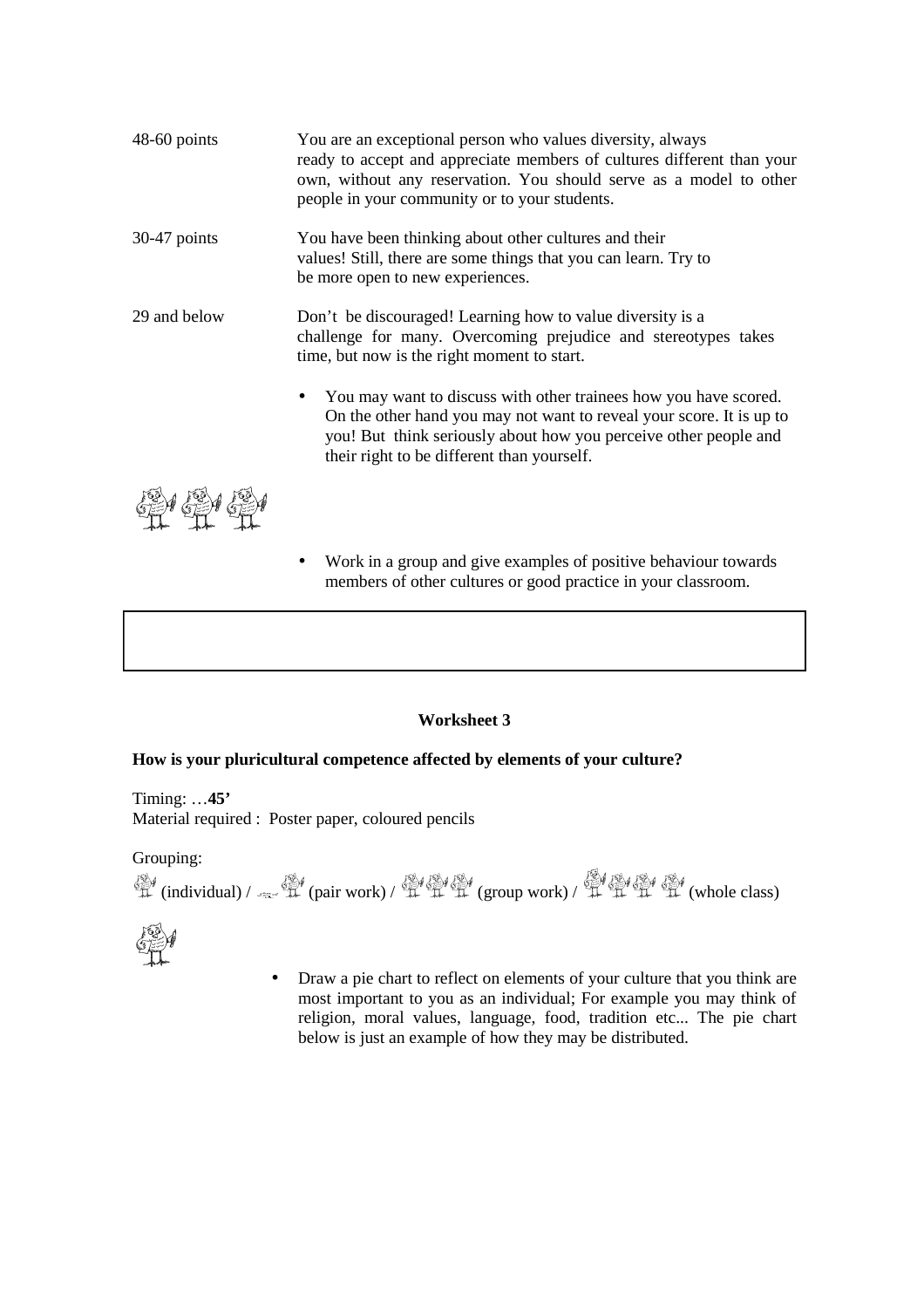| | |
|---|---|
| 48-60 points | You are an exceptional person who values diversity, always ready to accept and appreciate members of cultures different than your own, without any reservation. You should serve as a model to other people in your community or to your students. |
| 30-47 points | You have been thinking about other cultures and their values! Still, there are some things that you can learn. Try to be more open to new experiences. |
| 29 and below | Don't be discouraged! Learning how to value diversity is a challenge for many. Overcoming prejudice and stereotypes takes time, but now is the right moment to start. |

- You may want to discuss with other trainees how you have scored. On the other hand you may not want to reveal your score. It is up to you! But think seriously about how you perceive other people and their right to be different than yourself.

- Work in a group and give examples of positive behaviour towards members of other cultures or good practice in your classroom.

**Worksheet 3**

**How is your pluricultural competence affected by elements of your culture?**

Timing: …**45'**

Material required : Poster paper, coloured pencils

Grouping:

(individual) / (pair work) / (group work) / (whole class)

- Draw a pie chart to reflect on elements of your culture that you think are most important to you as an individual; For example you may think of religion, moral values, language, food, tradition etc... The pie chart below is just an example of how they may be distributed.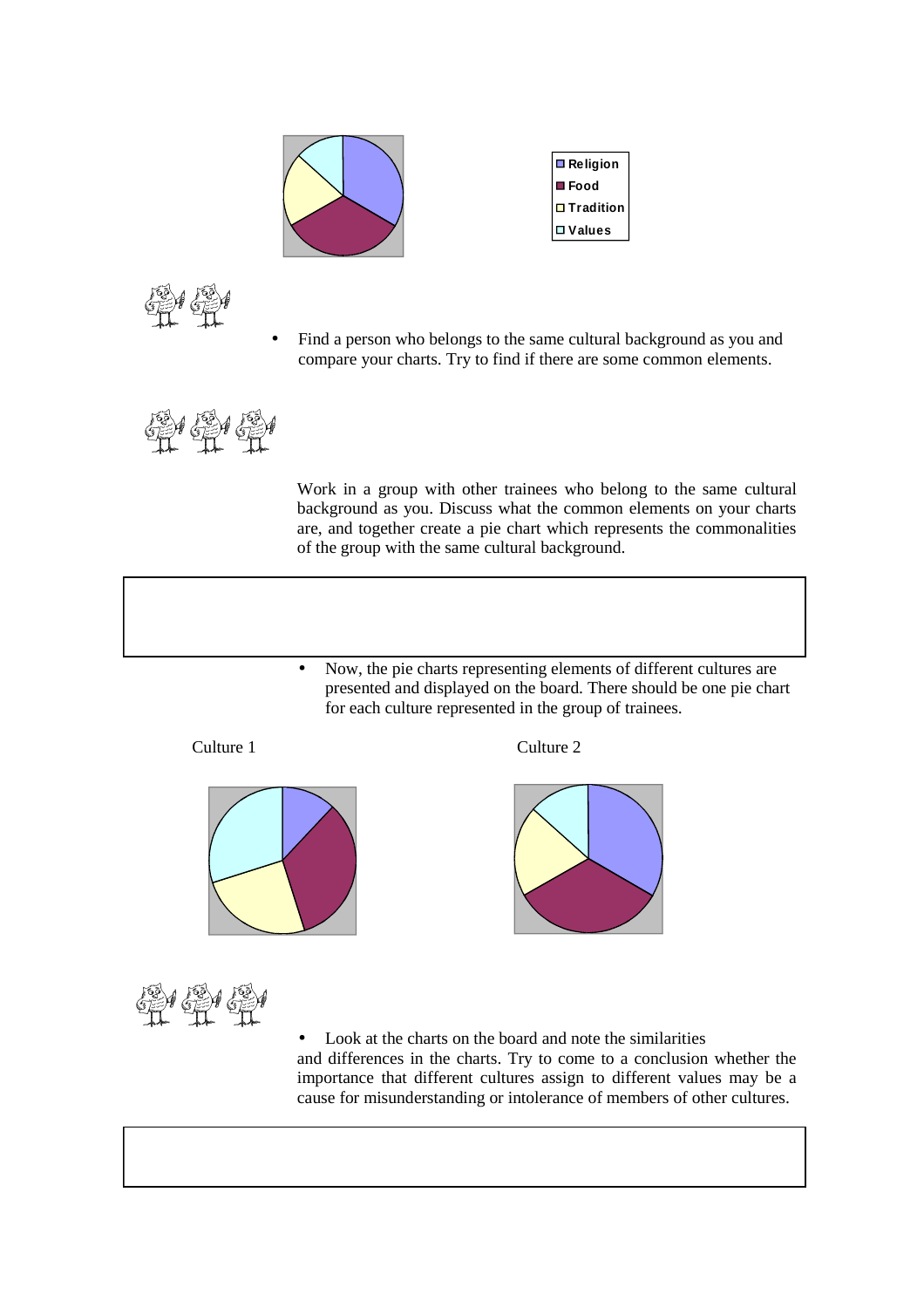- Religion
- Food
- Tradition
- Values

- Find a person who belongs to the same cultural background as you and compare your charts. Try to find if there are some common elements.

Work in a group with other trainees who belong to the same cultural background as you. Discuss what the common elements on your charts are, and together create a pie chart which represents the commonalities of the group with the same cultural background.

- Now, the pie charts representing elements of different cultures are presented and displayed on the board. There should be one pie chart for each culture represented in the group of trainees.

Culture 1

Culture 2

- Look at the charts on the board and note the similarities and differences in the charts. Try to come to a conclusion whether the importance that different cultures assign to different values may be a cause for misunderstanding or intolerance of members of other cultures.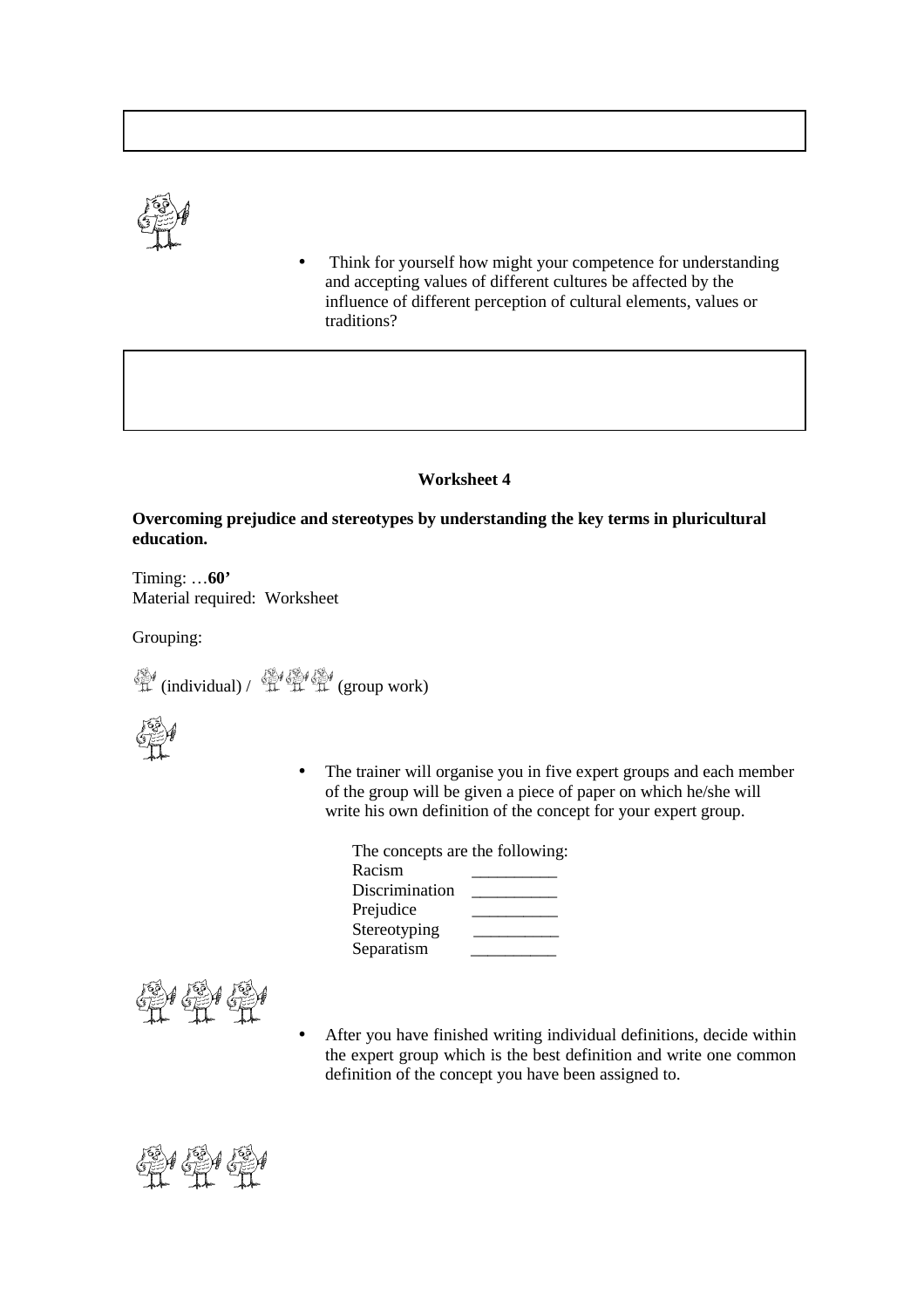- Think for yourself how might your competence for understanding and accepting values of different cultures be affected by the influence of different perception of cultural elements, values or traditions?

### Worksheet 4

**Overcoming prejudice and stereotypes by understanding the key terms in pluricultural education.**

Timing: …**60'**
Material required: Worksheet

Grouping:

(individual) / (group work)

- The trainer will organise you in five expert groups and each member of the group will be given a piece of paper on which he/she will write his own definition of the concept for your expert group.

  The concepts are the following:
  Racism __________
  Discrimination __________
  Prejudice __________
  Stereotyping __________
  Separatism __________

- After you have finished writing individual definitions, decide within the expert group which is the best definition and write one common definition of the concept you have been assigned to.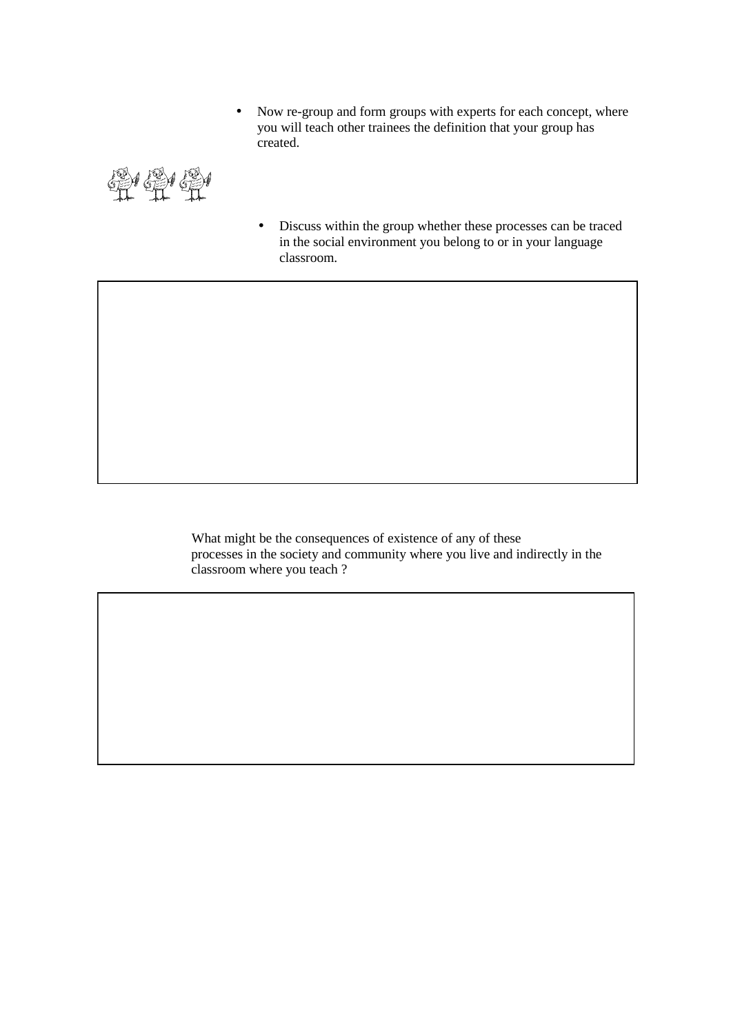- Now re-group and form groups with experts for each concept, where you will teach other trainees the definition that your group has created.

- Discuss within the group whether these processes can be traced in the social environment you belong to or in your language classroom.

What might be the consequences of existence of any of these processes in the society and community where you live and indirectly in the classroom where you teach ?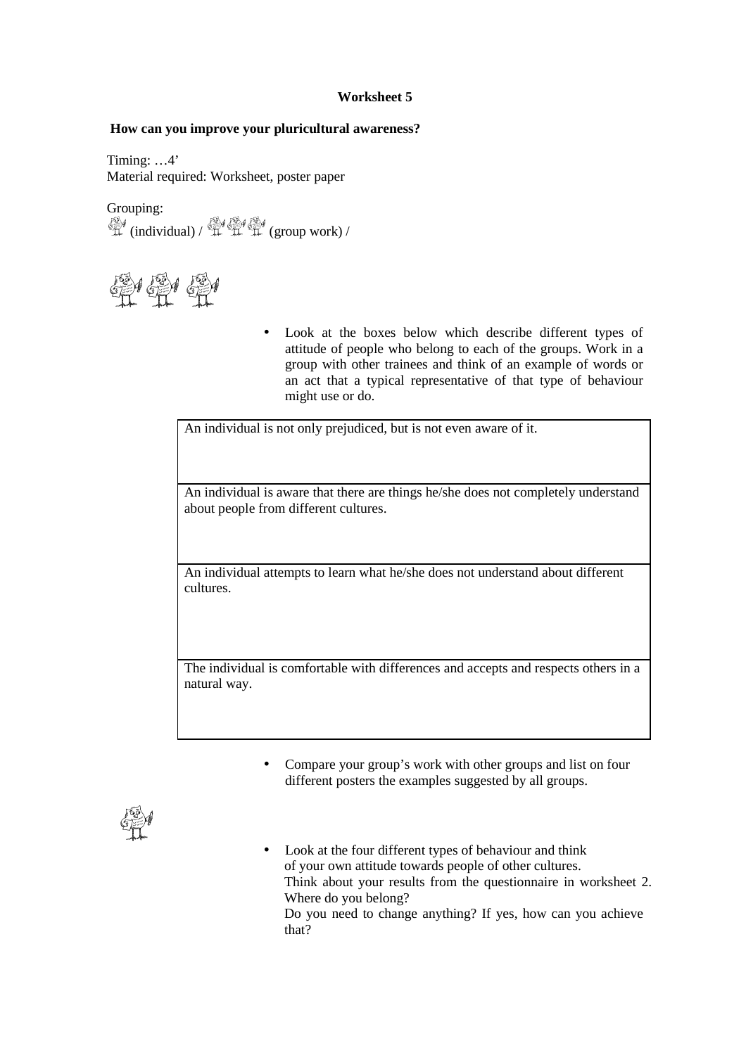**Worksheet 5**

**How can you improve your pluricultural awareness?**

Timing: …4'
Material required: Worksheet, poster paper

Grouping:
(individual) / (group work) /

- Look at the boxes below which describe different types of attitude of people who belong to each of the groups. Work in a group with other trainees and think of an example of words or an act that a typical representative of that type of behaviour might use or do.

| An individual is not only prejudiced, but is not even aware of it. |
|---|
| An individual is aware that there are things he/she does not completely understand about people from different cultures. |
| An individual attempts to learn what he/she does not understand about different cultures. |
| The individual is comfortable with differences and accepts and respects others in a natural way. |

- Compare your group's work with other groups and list on four different posters the examples suggested by all groups.

- Look at the four different types of behaviour and think of your own attitude towards people of other cultures.
  Think about your results from the questionnaire in worksheet 2. Where do you belong?
  Do you need to change anything? If yes, how can you achieve that?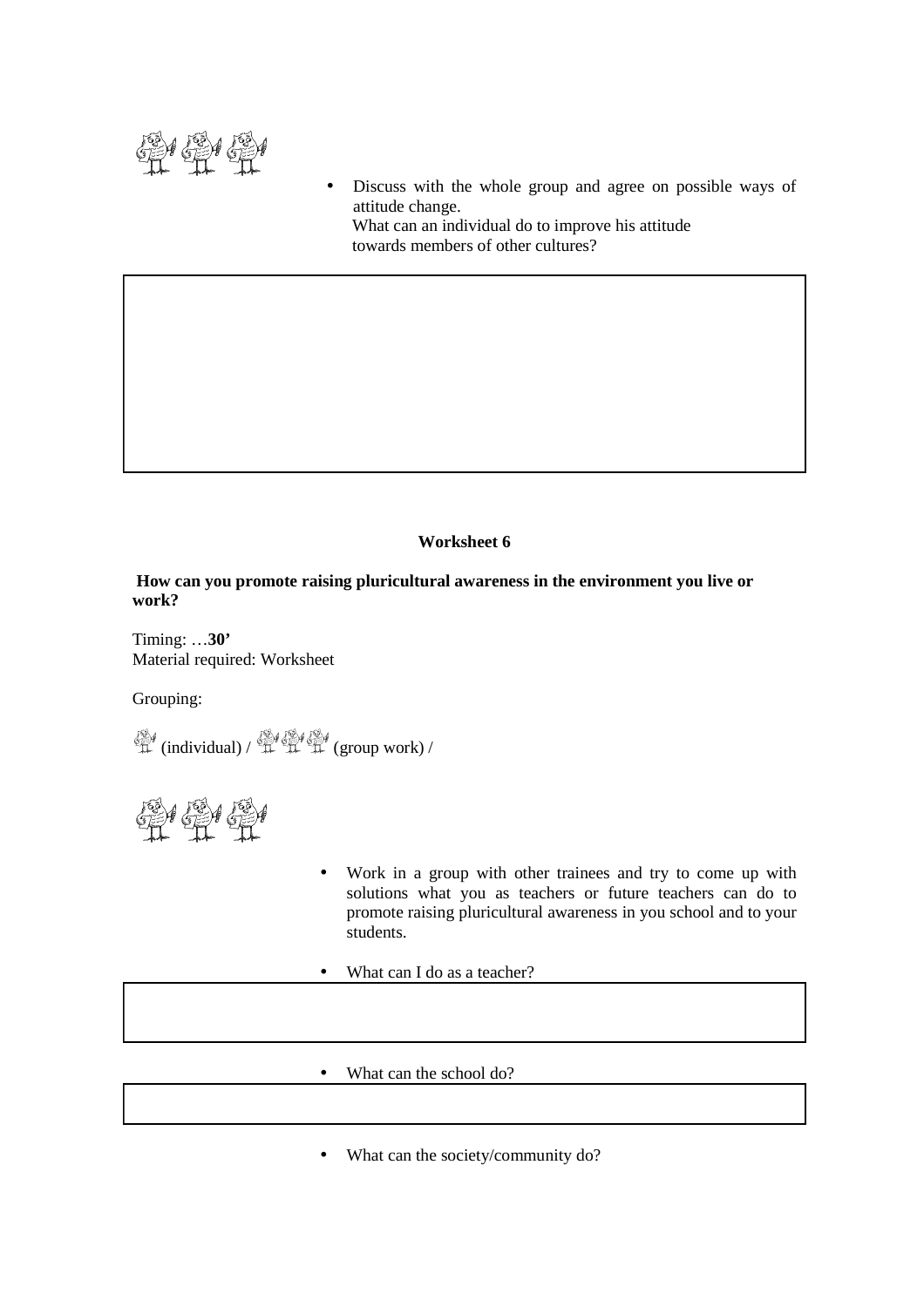- Discuss with the whole group and agree on possible ways of attitude change.
  What can an individual do to improve his attitude towards members of other cultures?

**Worksheet 6**

**How can you promote raising pluricultural awareness in the environment you live or work?**

Timing: …**30'**
Material required: Worksheet

Grouping:

(individual) / (group work) /

- Work in a group with other trainees and try to come up with solutions what you as teachers or future teachers can do to promote raising pluricultural awareness in you school and to your students.

- What can I do as a teacher?

- What can the school do?

- What can the society/community do?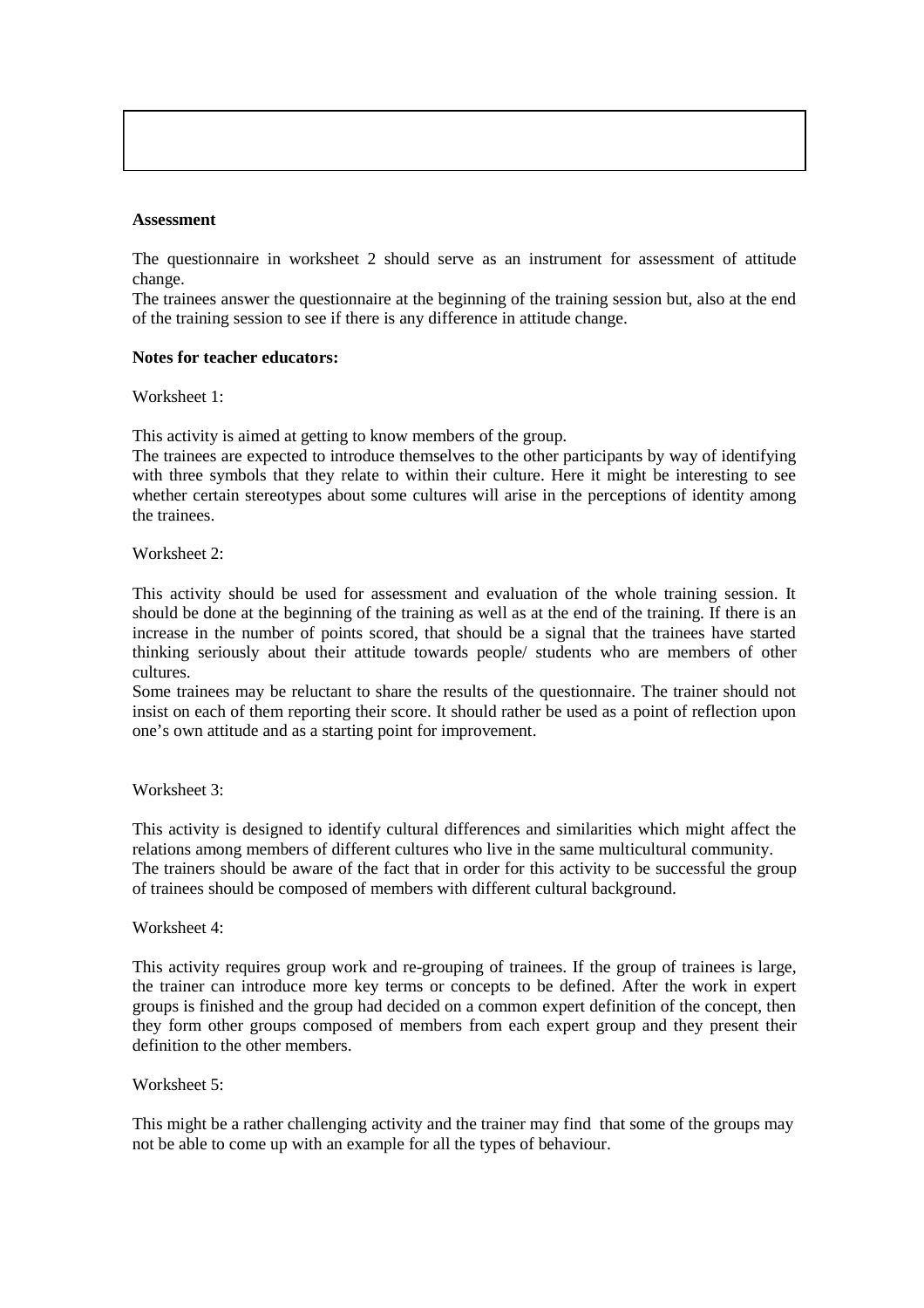**Assessment**

The questionnaire in worksheet 2 should serve as an instrument for assessment of attitude change.

The trainees answer the questionnaire at the beginning of the training session but, also at the end of the training session to see if there is any difference in attitude change.

**Notes for teacher educators:**

Worksheet 1:

This activity is aimed at getting to know members of the group.

The trainees are expected to introduce themselves to the other participants by way of identifying with three symbols that they relate to within their culture. Here it might be interesting to see whether certain stereotypes about some cultures will arise in the perceptions of identity among the trainees.

Worksheet 2:

This activity should be used for assessment and evaluation of the whole training session. It should be done at the beginning of the training as well as at the end of the training. If there is an increase in the number of points scored, that should be a signal that the trainees have started thinking seriously about their attitude towards people/ students who are members of other cultures.

Some trainees may be reluctant to share the results of the questionnaire. The trainer should not insist on each of them reporting their score. It should rather be used as a point of reflection upon one's own attitude and as a starting point for improvement.

Worksheet 3:

This activity is designed to identify cultural differences and similarities which might affect the relations among members of different cultures who live in the same multicultural community.

The trainers should be aware of the fact that in order for this activity to be successful the group of trainees should be composed of members with different cultural background.

Worksheet 4:

This activity requires group work and re-grouping of trainees. If the group of trainees is large, the trainer can introduce more key terms or concepts to be defined. After the work in expert groups is finished and the group had decided on a common expert definition of the concept, then they form other groups composed of members from each expert group and they present their definition to the other members.

Worksheet 5:

This might be a rather challenging activity and the trainer may find that some of the groups may not be able to come up with an example for all the types of behaviour.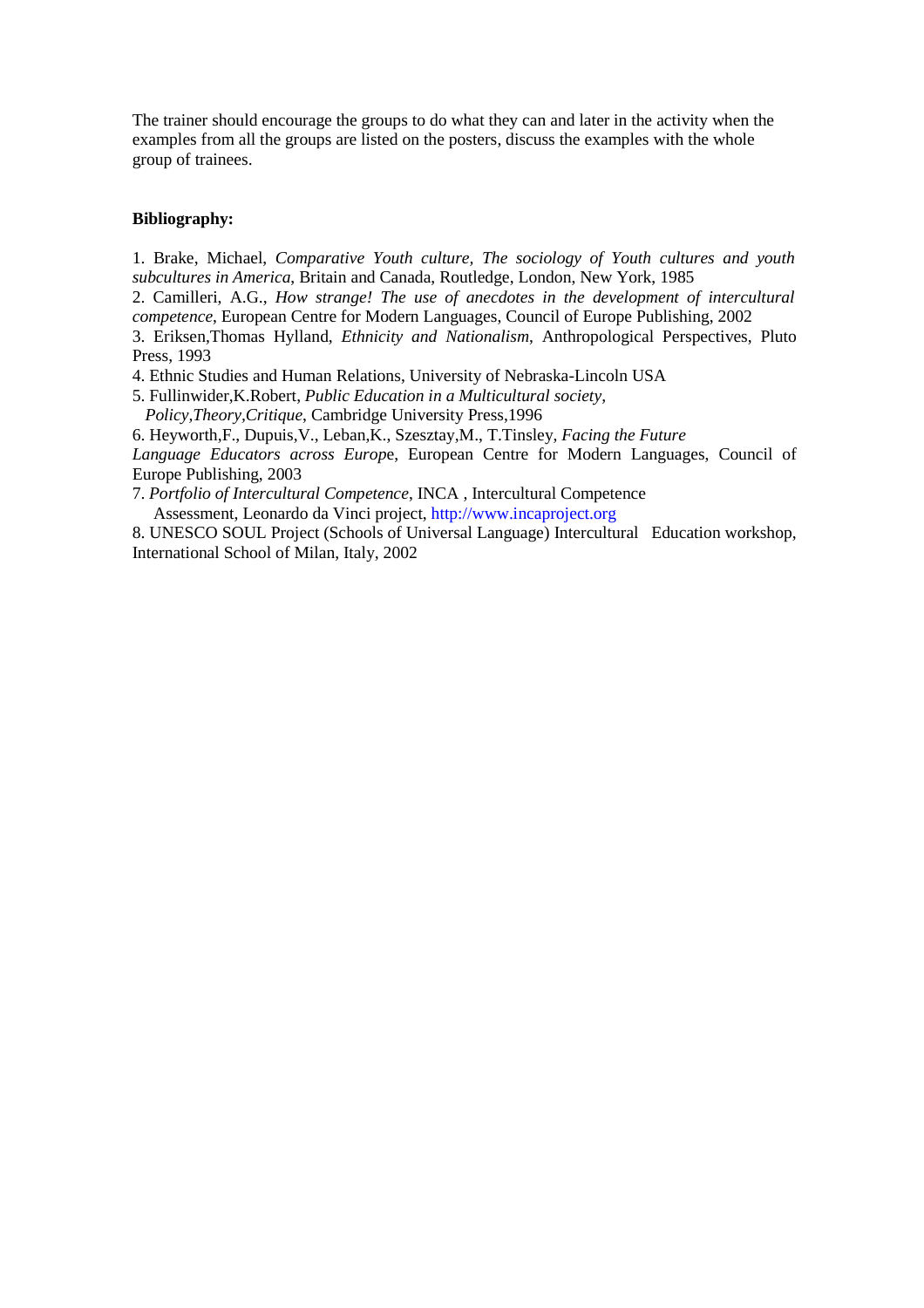The trainer should encourage the groups to do what they can and later in the activity when the examples from all the groups are listed on the posters, discuss the examples with the whole group of trainees.

**Bibliography:**

1. Brake, Michael, *Comparative Youth culture, The sociology of Youth cultures and youth subcultures in America*, Britain and Canada, Routledge, London, New York, 1985
2. Camilleri, A.G., *How strange! The use of anecdotes in the development of intercultural competence*, European Centre for Modern Languages, Council of Europe Publishing, 2002
3. Eriksen,Thomas Hylland, *Ethnicity and Nationalism*, Anthropological Perspectives, Pluto Press, 1993
4. Ethnic Studies and Human Relations, University of Nebraska-Lincoln USA
5. Fullinwider,K.Robert, *Public Education in a Multicultural society, Policy,Theory,Critique*, Cambridge University Press,1996
6. Heyworth,F., Dupuis,V., Leban,K., Szesztay,M., T.Tinsley, *Facing the Future Language Educators across Europ*e, European Centre for Modern Languages, Council of Europe Publishing, 2003
7. *Portfolio of Intercultural Competence*, INCA , Intercultural Competence Assessment, Leonardo da Vinci project, http://www.incaproject.org
8. UNESCO SOUL Project (Schools of Universal Language) Intercultural Education workshop, International School of Milan, Italy, 2002